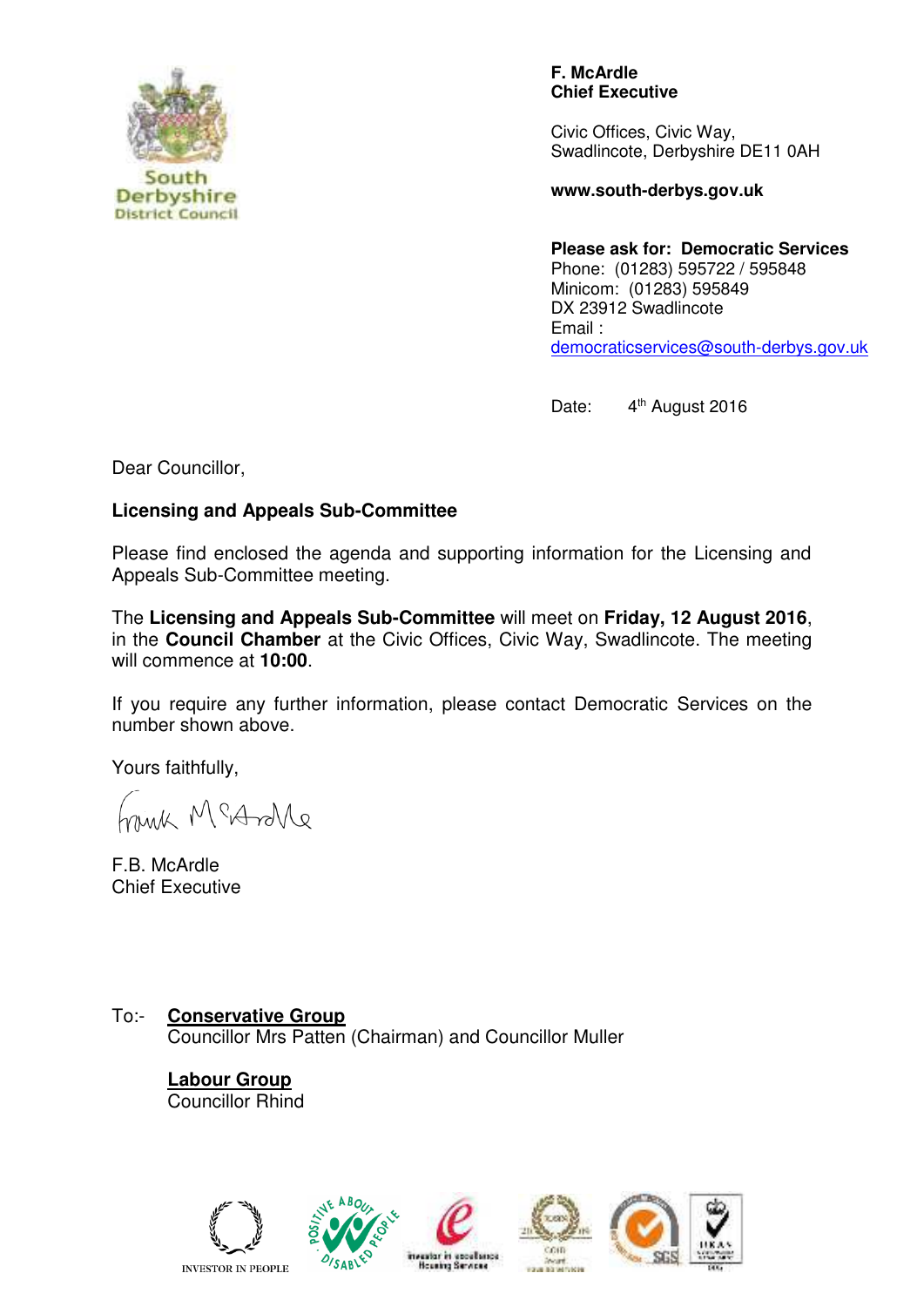South Derbyshire District Council

**F. McArdle**
**Chief Executive**

Civic Offices, Civic Way,
Swadlincote, Derbyshire DE11 0AH

**www.south-derbys.gov.uk**

**Please ask for: Democratic Services**
Phone: (01283) 595722 / 595848
Minicom: (01283) 595849
DX 23912 Swadlincote
Email :
democraticservices@south-derbys.gov.uk

Date: 4th August 2016

Dear Councillor,

**Licensing and Appeals Sub-Committee**

Please find enclosed the agenda and supporting information for the Licensing and Appeals Sub-Committee meeting.

The **Licensing and Appeals Sub-Committee** will meet on **Friday, 12 August 2016**, in the **Council Chamber** at the Civic Offices, Civic Way, Swadlincote. The meeting will commence at **10:00**.

If you require any further information, please contact Democratic Services on the number shown above.

Yours faithfully,

F.B. McArdle
Chief Executive

To:- **Conservative Group**
Councillor Mrs Patten (Chairman) and Councillor Muller

**Labour Group**
Councillor Rhind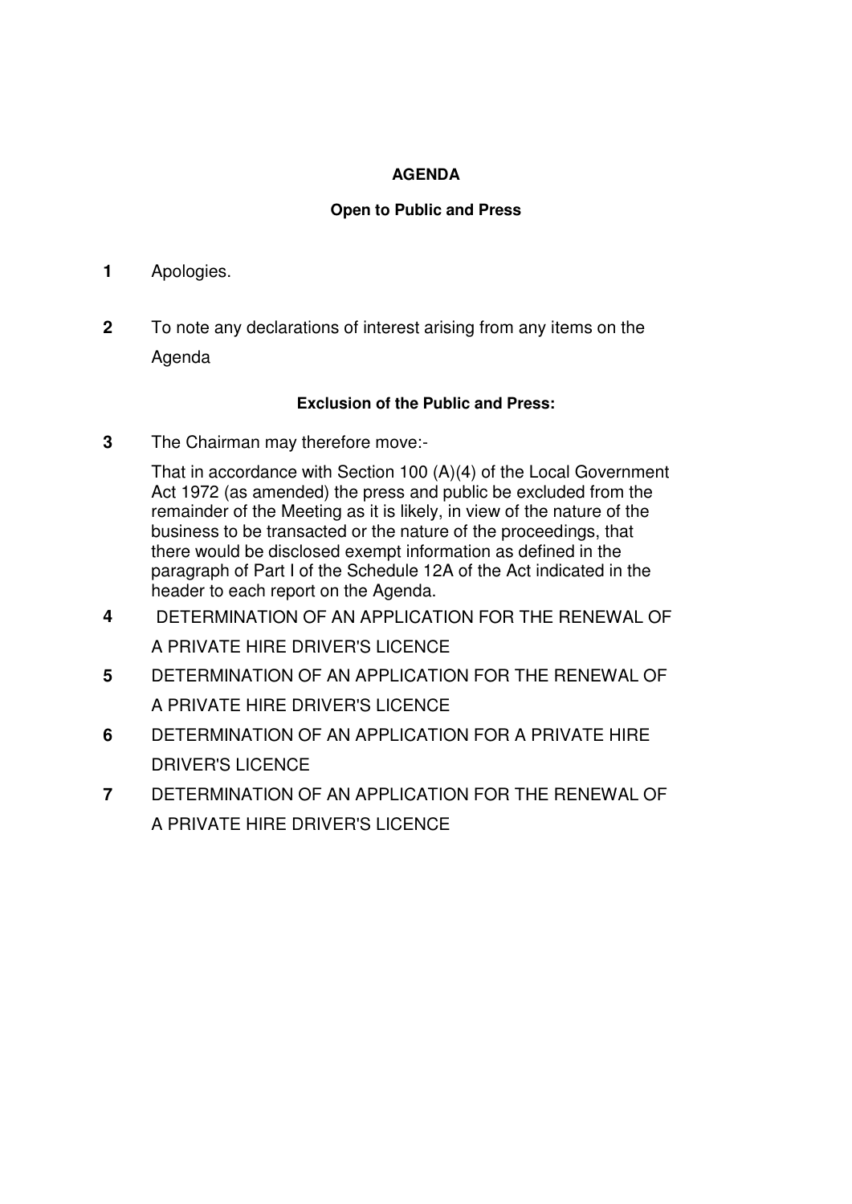**AGENDA**

**Open to Public and Press**

**1** Apologies.

**2** To note any declarations of interest arising from any items on the Agenda

**Exclusion of the Public and Press:**

**3** The Chairman may therefore move:-

That in accordance with Section 100 (A)(4) of the Local Government Act 1972 (as amended) the press and public be excluded from the remainder of the Meeting as it is likely, in view of the nature of the business to be transacted or the nature of the proceedings, that there would be disclosed exempt information as defined in the paragraph of Part I of the Schedule 12A of the Act indicated in the header to each report on the Agenda.

**4** DETERMINATION OF AN APPLICATION FOR THE RENEWAL OF A PRIVATE HIRE DRIVER'S LICENCE

**5** DETERMINATION OF AN APPLICATION FOR THE RENEWAL OF A PRIVATE HIRE DRIVER'S LICENCE

**6** DETERMINATION OF AN APPLICATION FOR A PRIVATE HIRE DRIVER'S LICENCE

**7** DETERMINATION OF AN APPLICATION FOR THE RENEWAL OF A PRIVATE HIRE DRIVER'S LICENCE